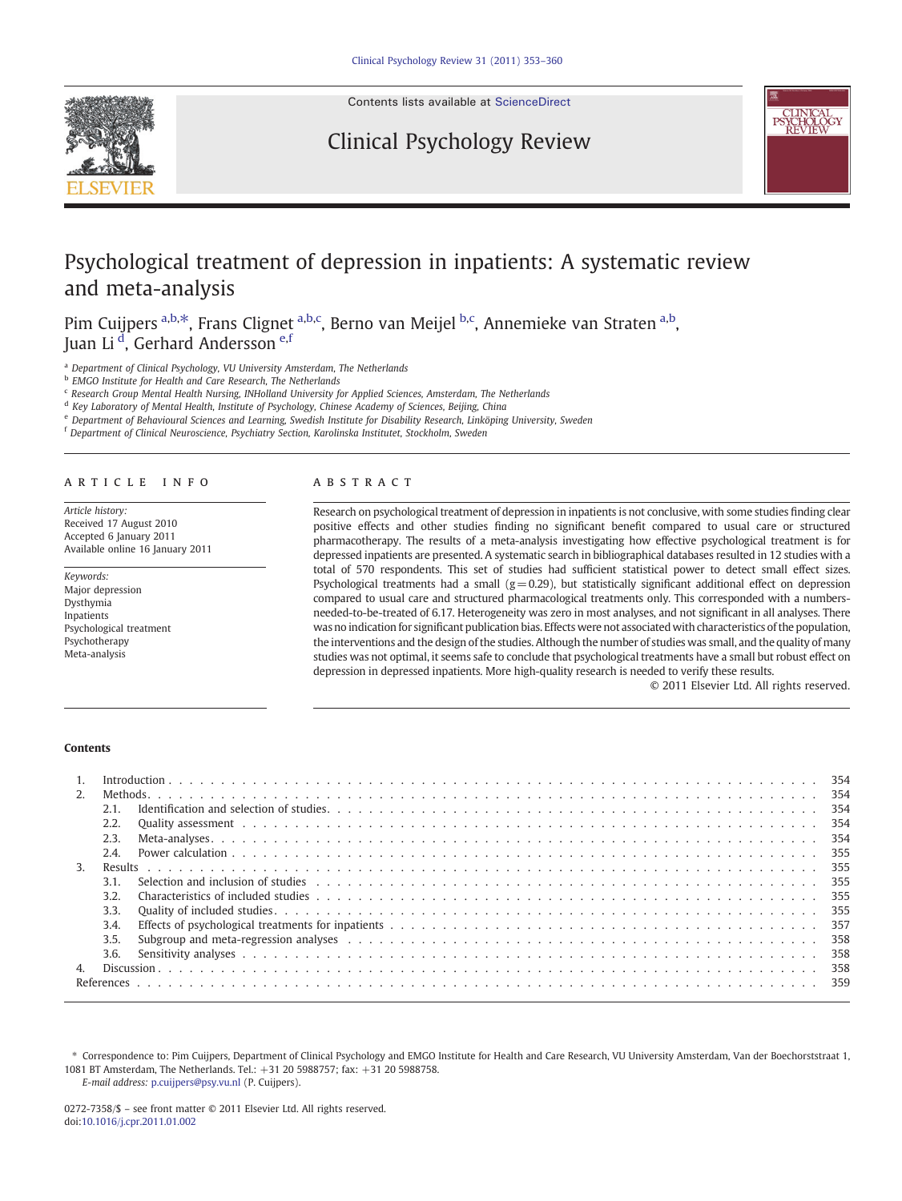# Psychological treatment of depression in inpatients: A systematic review and meta-analysis

Pim Cuijpers [a,b,*], Frans Clignet [a,b,c], Berno van Meijel [b,c], Annemieke van Straten [a,b], Juan Li [d], Gerhard Andersson [e,f]

[a] Department of Clinical Psychology, VU University Amsterdam, The Netherlands
[b] EMGO Institute for Health and Care Research, The Netherlands
[c] Research Group Mental Health Nursing, INHolland University for Applied Sciences, Amsterdam, The Netherlands
[d] Key Laboratory of Mental Health, Institute of Psychology, Chinese Academy of Sciences, Beijing, China
[e] Department of Behavioural Sciences and Learning, Swedish Institute for Disability Research, Linköping University, Sweden
[f] Department of Clinical Neuroscience, Psychiatry Section, Karolinska Institutet, Stockholm, Sweden

## ARTICLE INFO

*Article history:*
Received 17 August 2010
Accepted 6 January 2011
Available online 16 January 2011

*Keywords:*
Major depression
Dysthymia
Inpatients
Psychological treatment
Psychotherapy
Meta-analysis

## ABSTRACT

Research on psychological treatment of depression in inpatients is not conclusive, with some studies finding clear positive effects and other studies finding no significant benefit compared to usual care or structured pharmacotherapy. The results of a meta-analysis investigating how effective psychological treatment is for depressed inpatients are presented. A systematic search in bibliographical databases resulted in 12 studies with a total of 570 respondents. This set of studies had sufficient statistical power to detect small effect sizes. Psychological treatments had a small ($g = 0.29$), but statistically significant additional effect on depression compared to usual care and structured pharmacological treatments only. This corresponded with a numbers-needed-to-be-treated of 6.17. Heterogeneity was zero in most analyses, and not significant in all analyses. There was no indication for significant publication bias. Effects were not associated with characteristics of the population, the interventions and the design of the studies. Although the number of studies was small, and the quality of many studies was not optimal, it seems safe to conclude that psychological treatments have a small but robust effect on depression in depressed inpatients. More high-quality research is needed to verify these results.

© 2011 Elsevier Ltd. All rights reserved.

**Contents**

| | | |
|---|---|---|
| 1. | Introduction | 354 |
| 2. | Methods | 354 |
| | 2.1. Identification and selection of studies | 354 |
| | 2.2. Quality assessment | 354 |
| | 2.3. Meta-analyses | 354 |
| | 2.4. Power calculation | 355 |
| 3. | Results | 355 |
| | 3.1. Selection and inclusion of studies | 355 |
| | 3.2. Characteristics of included studies | 355 |
| | 3.3. Quality of included studies | 355 |
| | 3.4. Effects of psychological treatments for inpatients | 357 |
| | 3.5. Subgroup and meta-regression analyses | 358 |
| | 3.6. Sensitivity analyses | 358 |
| 4. | Discussion | 358 |
| | References | 359 |

\* Correspondence to: Pim Cuijpers, Department of Clinical Psychology and EMGO Institute for Health and Care Research, VU University Amsterdam, Van der Boechorststraat 1, 1081 BT Amsterdam, The Netherlands. Tel.: +31 20 5988757; fax: +31 20 5988758.
*E-mail address:* p.cuijpers@psy.vu.nl (P. Cuijpers).

0272-7358/$ – see front matter © 2011 Elsevier Ltd. All rights reserved.
doi:10.1016/j.cpr.2011.01.002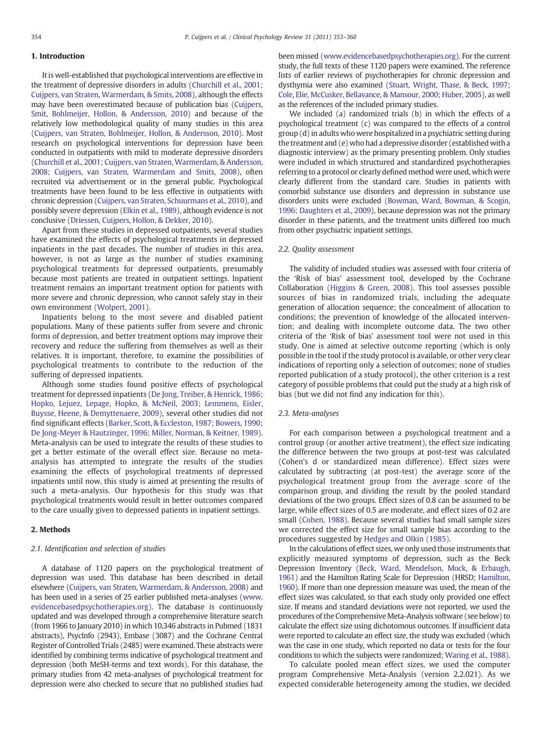## 1. Introduction

It is well-established that psychological interventions are effective in the treatment of depressive disorders in adults (Churchill et al., 2001; Cuijpers, van Straten, Warmerdam, & Smits, 2008), although the effects may have been overestimated because of publication bias (Cuijpers, Smit, Bohlmeijer, Hollon, & Andersson, 2010) and because of the relatively low methodological quality of many studies in this area (Cuijpers, van Straten, Bohlmeijer, Hollon, & Andersson, 2010). Most research on psychological interventions for depression have been conducted in outpatients with mild to moderate depressive disorders (Churchill et al., 2001; Cuijpers, van Straten, Warmerdam, & Andersson, 2008; Cuijpers, van Straten, Warmerdam and Smits, 2008), often recruited via advertisement or in the general public. Psychological treatments have been found to be less effective in outpatients with chronic depression (Cuijpers, van Straten, Schuurmans et al., 2010), and possibly severe depression (Elkin et al., 1989), although evidence is not conclusive (Driessen, Cuijpers, Hollon, & Dekker, 2010).

Apart from these studies in depressed outpatients, several studies have examined the effects of psychological treatments in depressed inpatients in the past decades. The number of studies in this area, however, is not as large as the number of studies examining psychological treatments for depressed outpatients, presumably because most patients are treated in outpatient settings. Inpatient treatment remains an important treatment option for patients with more severe and chronic depression, who cannot safely stay in their own environment (Wolpert, 2001).

Inpatients belong to the most severe and disabled patient populations. Many of these patients suffer from severe and chronic forms of depression, and better treatment options may improve their recovery and reduce the suffering from themselves as well as their relatives. It is important, therefore, to examine the possibilities of psychological treatments to contribute to the reduction of the suffering of depressed inpatients.

Although some studies found positive effects of psychological treatment for depressed inpatients (De Jong, Treiber, & Henrick, 1986; Hopko, Lejuez, Lepage, Hopko, & McNeil, 2003; Lemmens, Eisler, Buysse, Heene, & Demyttenaere, 2009), several other studies did not find significant effects (Barker, Scott, & Eccleston, 1987; Bowers, 1990; De Jong-Meyer & Hautzinger, 1996; Miller, Norman, & Keitner, 1989). Meta-analysis can be used to integrate the results of these studies to get a better estimate of the overall effect size. Because no meta-analysis has attempted to integrate the results of the studies examining the effects of psychological treatments of depressed inpatients until now, this study is aimed at presenting the results of such a meta-analysis. Our hypothesis for this study was that psychological treatments would result in better outcomes compared to the care usually given to depressed patients in inpatient settings.

## 2. Methods

### 2.1. Identification and selection of studies

A database of 1120 papers on the psychological treatment of depression was used. This database has been described in detail elsewhere (Cuijpers, van Straten, Warmerdam, & Andersson, 2008) and has been used in a series of 25 earlier published meta-analyses (www.evidencebasedpsychotherapies.org). The database is continuously updated and was developed through a comprehensive literature search (from 1966 to January 2010) in which 10,346 abstracts in Pubmed (1831 abstracts), PsycInfo (2943), Embase (3087) and the Cochrane Central Register of Controlled Trials (2485) were examined. These abstracts were identified by combining terms indicative of psychological treatment and depression (both MeSH-terms and text words). For this database, the primary studies from 42 meta-analyses of psychological treatment for depression were also checked to secure that no published studies had been missed (www.evidencebasedpsychotherapies.org). For the current study, the full texts of these 1120 papers were examined. The reference lists of earlier reviews of psychotherapies for chronic depression and dysthymia were also examined (Stuart, Wright, Thase, & Beck, 1997; Cole, Elie, McCusker, Bellavance, & Mansour, 2000; Huber, 2005), as well as the references of the included primary studies.

We included (a) randomized trials (b) in which the effects of a psychological treatment (c) was compared to the effects of a control group (d) in adults who were hospitalized in a psychiatric setting during the treatment and (e) who had a depressive disorder (established with a diagnostic interview) as the primary presenting problem. Only studies were included in which structured and standardized psychotherapies referring to a protocol or clearly defined method were used, which were clearly different from the standard care. Studies in patients with comorbid substance use disorders and depression in substance use disorders units were excluded (Bowman, Ward, Bowman, & Scogin, 1996; Daughters et al., 2009), because depression was not the primary disorder in these patients, and the treatment units differed too much from other psychiatric inpatient settings.

### 2.2. Quality assessment

The validity of included studies was assessed with four criteria of the 'Risk of bias' assessment tool, developed by the Cochrane Collaboration (Higgins & Green, 2008). This tool assesses possible sources of bias in randomized trials, including the adequate generation of allocation sequence; the concealment of allocation to conditions; the prevention of knowledge of the allocated intervention; and dealing with incomplete outcome data. The two other criteria of the 'Risk of bias' assessment tool were not used in this study. One is aimed at selective outcome reporting (which is only possible in the tool if the study protocol is available, or other very clear indications of reporting only a selection of outcomes; none of studies reported publication of a study protocol), the other criterion is a rest category of possible problems that could put the study at a high risk of bias (but we did not find any indication for this).

### 2.3. Meta-analyses

For each comparison between a psychological treatment and a control group (or another active treatment), the effect size indicating the difference between the two groups at post-test was calculated (Cohen's d or standardized mean difference). Effect sizes were calculated by subtracting (at post-test) the average score of the psychological treatment group from the average score of the comparison group, and dividing the result by the pooled standard deviations of the two groups. Effect sizes of 0.8 can be assumed to be large, while effect sizes of 0.5 are moderate, and effect sizes of 0.2 are small (Cohen, 1988). Because several studies had small sample sizes we corrected the effect size for small sample bias according to the procedures suggested by Hedges and Olkin (1985).

In the calculations of effect sizes, we only used those instruments that explicitly measured symptoms of depression, such as the Beck Depression Inventory (Beck, Ward, Mendelson, Mock, & Erbaugh, 1961) and the Hamilton Rating Scale for Depression (HRSD; Hamilton, 1960). If more than one depression measure was used, the mean of the effect sizes was calculated, so that each study only provided one effect size. If means and standard deviations were not reported, we used the procedures of the Comprehensive Meta-Analysis software (see below) to calculate the effect size using dichotomous outcomes. If insufficient data were reported to calculate an effect size, the study was excluded (which was the case in one study, which reported no data or tests for the four conditions to which the subjects were randomized; Waring et al., 1988).

To calculate pooled mean effect sizes, we used the computer program Comprehensive Meta-Analysis (version 2.2.021). As we expected considerable heterogeneity among the studies, we decided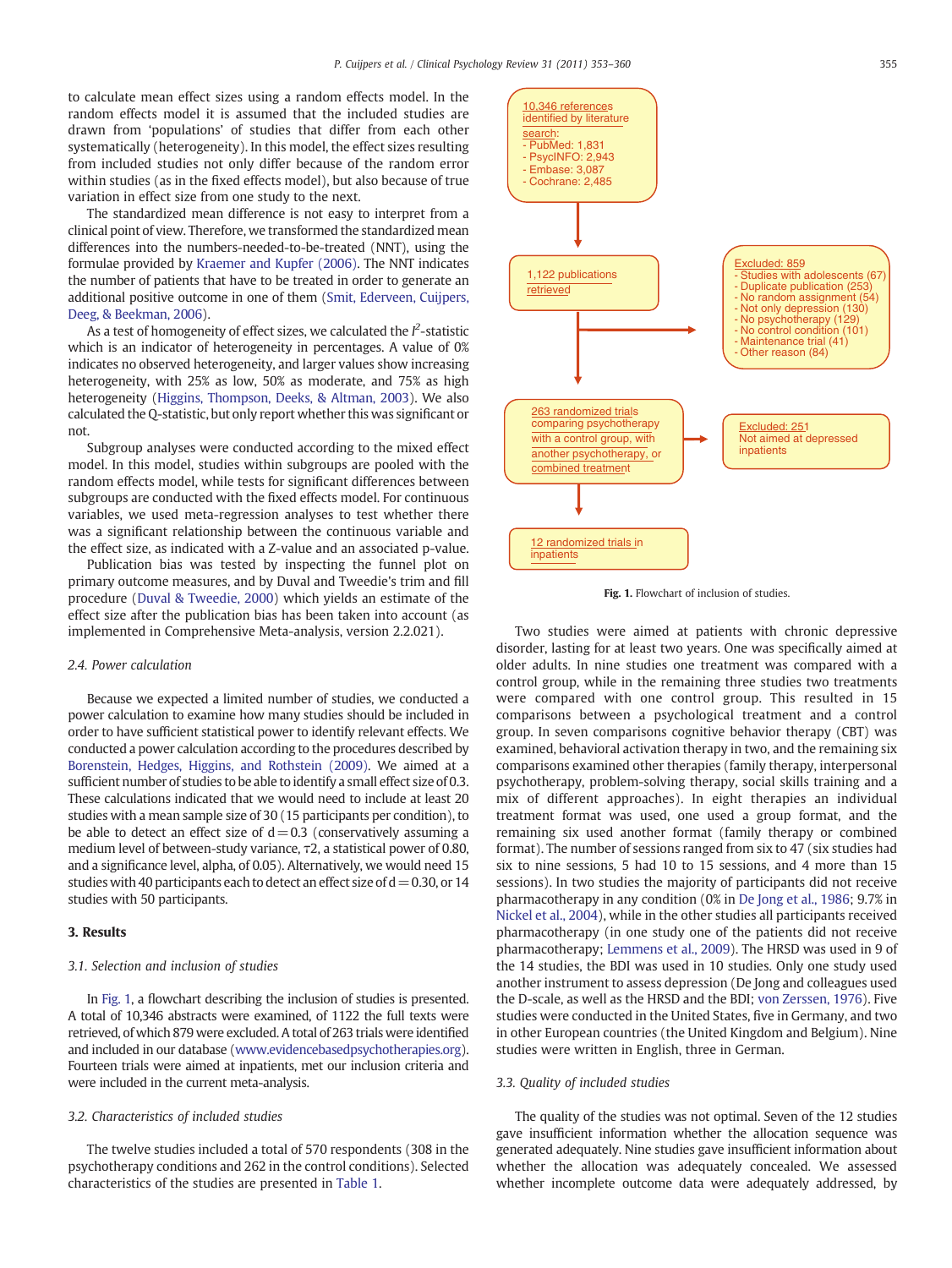to calculate mean effect sizes using a random effects model. In the random effects model it is assumed that the included studies are drawn from 'populations' of studies that differ from each other systematically (heterogeneity). In this model, the effect sizes resulting from included studies not only differ because of the random error within studies (as in the fixed effects model), but also because of true variation in effect size from one study to the next.

The standardized mean difference is not easy to interpret from a clinical point of view. Therefore, we transformed the standardized mean differences into the numbers-needed-to-be-treated (NNT), using the formulae provided by Kraemer and Kupfer (2006). The NNT indicates the number of patients that have to be treated in order to generate an additional positive outcome in one of them (Smit, Ederveen, Cuijpers, Deeg, & Beekman, 2006).

As a test of homogeneity of effect sizes, we calculated the $I^2$-statistic which is an indicator of heterogeneity in percentages. A value of 0% indicates no observed heterogeneity, and larger values show increasing heterogeneity, with 25% as low, 50% as moderate, and 75% as high heterogeneity (Higgins, Thompson, Deeks, & Altman, 2003). We also calculated the Q-statistic, but only report whether this was significant or not.

Subgroup analyses were conducted according to the mixed effect model. In this model, studies within subgroups are pooled with the random effects model, while tests for significant differences between subgroups are conducted with the fixed effects model. For continuous variables, we used meta-regression analyses to test whether there was a significant relationship between the continuous variable and the effect size, as indicated with a Z-value and an associated p-value.

Publication bias was tested by inspecting the funnel plot on primary outcome measures, and by Duval and Tweedie's trim and fill procedure (Duval & Tweedie, 2000) which yields an estimate of the effect size after the publication bias has been taken into account (as implemented in Comprehensive Meta-analysis, version 2.2.021).

### 2.4. Power calculation

Because we expected a limited number of studies, we conducted a power calculation to examine how many studies should be included in order to have sufficient statistical power to identify relevant effects. We conducted a power calculation according to the procedures described by Borenstein, Hedges, Higgins, and Rothstein (2009). We aimed at a sufficient number of studies to be able to identify a small effect size of 0.3. These calculations indicated that we would need to include at least 20 studies with a mean sample size of 30 (15 participants per condition), to be able to detect an effect size of $d = 0.3$ (conservatively assuming a medium level of between-study variance, $\tau2$, a statistical power of 0.80, and a significance level, alpha, of 0.05). Alternatively, we would need 15 studies with 40 participants each to detect an effect size of $d = 0.30$, or 14 studies with 50 participants.

## 3. Results

### 3.1. Selection and inclusion of studies

In Fig. 1, a flowchart describing the inclusion of studies is presented. A total of 10,346 abstracts were examined, of 1122 the full texts were retrieved, of which 879 were excluded. A total of 263 trials were identified and included in our database (www.evidencebasedpsychotherapies.org). Fourteen trials were aimed at inpatients, met our inclusion criteria and were included in the current meta-analysis.

### 3.2. Characteristics of included studies

The twelve studies included a total of 570 respondents (308 in the psychotherapy conditions and 262 in the control conditions). Selected characteristics of the studies are presented in Table 1.

10,346 references identified by literature search:
- PubMed: 1,831
- PsycINFO: 2,943
- Embase: 3,087
- Cochrane: 2,485

1,122 publications retrieved

Excluded: 859
- Studies with adolescents (67)
- Duplicate publication (253)
- No random assignment (54)
- Not only depression (130)
- No psychotherapy (129)
- No control condition (101)
- Maintenance trial (41)
- Other reason (84)

263 randomized trials comparing psychotherapy with a control group, with another psychotherapy, or combined treatment

Excluded: 251
Not aimed at depressed inpatients

12 randomized trials in inpatients

**Fig. 1.** Flowchart of inclusion of studies.

Two studies were aimed at patients with chronic depressive disorder, lasting for at least two years. One was specifically aimed at older adults. In nine studies one treatment was compared with a control group, while in the remaining three studies two treatments were compared with one control group. This resulted in 15 comparisons between a psychological treatment and a control group. In seven comparisons cognitive behavior therapy (CBT) was examined, behavioral activation therapy in two, and the remaining six comparisons examined other therapies (family therapy, interpersonal psychotherapy, problem-solving therapy, social skills training and a mix of different approaches). In eight therapies an individual treatment format was used, one used a group format, and the remaining six used another format (family therapy or combined format). The number of sessions ranged from six to 47 (six studies had six to nine sessions, 5 had 10 to 15 sessions, and 4 more than 15 sessions). In two studies the majority of participants did not receive pharmacotherapy in any condition (0% in De Jong et al., 1986; 9.7% in Nickel et al., 2004), while in the other studies all participants received pharmacotherapy (in one study one of the patients did not receive pharmacotherapy; Lemmens et al., 2009). The HRSD was used in 9 of the 14 studies, the BDI was used in 10 studies. Only one study used another instrument to assess depression (De Jong and colleagues used the D-scale, as well as the HRSD and the BDI; von Zerssen, 1976). Five studies were conducted in the United States, five in Germany, and two in other European countries (the United Kingdom and Belgium). Nine studies were written in English, three in German.

### 3.3. Quality of included studies

The quality of the studies was not optimal. Seven of the 12 studies gave insufficient information whether the allocation sequence was generated adequately. Nine studies gave insufficient information about whether the allocation was adequately concealed. We assessed whether incomplete outcome data were adequately addressed, by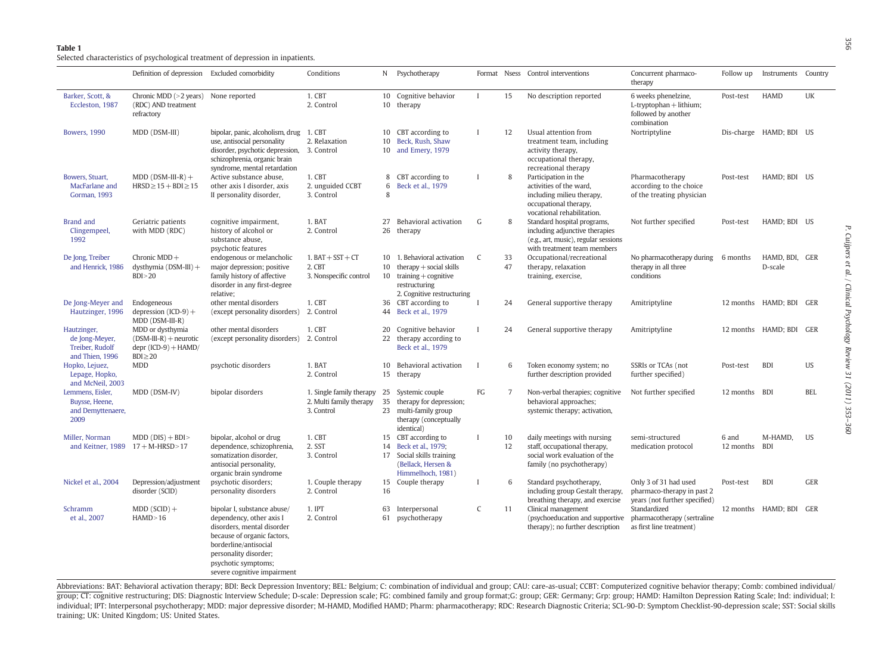**Table 1**
Selected characteristics of psychological treatment of depression in inpatients.

| | Definition of depression | Excluded comorbidity | Conditions | N | Psychotherapy | Format | Nsess | Control interventions | Concurrent pharmaco-therapy | Follow up | Instruments | Country |
|---|---|---|---|---|---|---|---|---|---|---|---|---|
| Barker, Scott, & Eccleston, 1987 | Chronic MDD (>2 years) (RDC) AND treatment refractory | None reported | 1. CBT<br>2. Control | 10<br>10 | Cognitive behavior therapy | I | 15 | No description reported | 6 weeks phenelzine, L-tryptophan + lithium; followed by another combination | Post-test | HAMD | UK |
| Bowers, 1990 | MDD (DSM-III) | bipolar, panic, alcoholism, drug use, antisocial personality disorder, psychotic depression, schizophrenia, organic brain syndrome, mental retardation | 1. CBT<br>2. Relaxation<br>3. Control | 10<br>10<br>10 | CBT according to Beck, Rush, Shaw and Emery, 1979 | I | 12 | Usual attention from treatment team, including activity therapy, occupational therapy, recreational therapy | Nortriptyline | Dis-charge | HAMD; BDI | US |
| Bowers, Stuart, MacFarlane and Gorman, 1993 | MDD (DSM-III-R) + HRSD ≥ 15 + BDI ≥ 15 | Active substance abuse, other axis I disorder, axis II personality disorder, | 1. CBT<br>2. unguided CCBT<br>3. Control | 8<br>6<br>8 | CBT according to Beck et al., 1979 | I | 8 | Participation in the activities of the ward, including milieu therapy, occupational therapy, vocational rehabilitation. | Pharmacotherapy according to the choice of the treating physician | Post-test | HAMD; BDI | US |
| Brand and Clingempeel, 1992 | Geriatric patients with MDD (RDC) | cognitive impairment, history of alcohol or substance abuse, psychotic features | 1. BAT<br>2. Control | 27<br>26 | Behavioral activation therapy | G | 8 | Standard hospital programs, including adjunctive therapies (e.g., art, music), regular sessions with treatment team members | Not further specified | Post-test | HAMD; BDI | US |
| De Jong, Treiber and Henrick, 1986 | Chronic MDD + dysthymia (DSM-III) + BDI > 20 | endogenous or melancholic major depression; positive family history of affective disorder in any first-degree relative; | 1. BAT + SST + CT<br>2. CBT<br>3. Nonspecific control | 10<br>10<br>10 | 1. Behavioral activation therapy + social skills training + cognitive restructuring<br>2. Cognitive restructuring | C | 33<br>47 | Occupational/recreational therapy, relaxation training, exercise, | No pharmacotherapy during therapy in all three conditions | 6 months | HAMD, BDI, D-scale | GER |
| De Jong-Meyer and Hautzinger, 1996 | Endogeneous depression (ICD-9) + MDD (DSM-III-R) | other mental disorders (except personality disorders) | 1. CBT<br>2. Control | 36<br>44 | CBT according to Beck et al., 1979 | I | 24 | General supportive therapy | Amitriptyline | 12 months | HAMD; BDI | GER |
| Hautzinger, de Jong-Meyer, Treiber, Rudolf and Thien, 1996 | MDD or dysthymia (DSM-III-R) + neurotic depr (ICD-9) + HAMD/ BDI ≥ 20 | other mental disorders (except personality disorders) | 1. CBT<br>2. Control | 20<br>22 | Cognitive behavior therapy according to Beck et al., 1979 | I | 24 | General supportive therapy | Amitriptyline | 12 months | HAMD; BDI | GER |
| Hopko, Lejuez, Lepage, Hopko, and McNeil, 2003 | MDD | psychotic disorders | 1. BAT<br>2. Control | 10<br>15 | Behavioral activation therapy | I | 6 | Token economy system; no further description provided | SSRIs or TCAs (not further specified) | Post-test | BDI | US |
| Lemmens, Eisler, Buysse, Heene, and Demyttenaere, 2009 | MDD (DSM-IV) | bipolar disorders | 1. Single family therapy<br>2. Multi family therapy<br>3. Control | 25<br>35<br>23 | Systemic couple therapy for depression; multi-family group therapy (conceptually identical) | FG | 7 | Non-verbal therapies; cognitive behavioral approaches; systemic therapy; activation, | Not further specified | 12 months | BDI | BEL |
| Miller, Norman and Keitner, 1989 | MDD (DIS) + BDI > 17 + M-HRSD > 17 | bipolar, alcohol or drug dependence, schizophrenia, somatization disorder, antisocial personality, organic brain syndrome | 1. CBT<br>2. SST<br>3. Control | 15<br>14<br>17 | CBT according to Beck et al., 1979; Social skills training (Bellack, Hersen & Himmelhoch, 1981) | I | 10<br>12 | daily meetings with nursing staff, occupational therapy, social work evaluation of the family (no psychotherapy) | semi-structured medication protocol | 6 and 12 months | M-HAMD, BDI | US |
| Nickel et al., 2004 | Depression/adjustment disorder (SCID) | psychotic disorders; personality disorders | 1. Couple therapy<br>2. Control | 15<br>16 | Couple therapy | I | 6 | Standard psychotherapy, including group Gestalt therapy, breathing therapy, and exercise | Only 3 of 31 had used pharmaco-therapy in past 2 years (not further specified) | Post-test | BDI | GER |
| Schramm et al., 2007 | MDD (SCID) + HAMD > 16 | bipolar I, substance abuse/ dependency, other axis I disorders, mental disorder because of organic factors, borderline/antisocial personality disorder; psychotic symptoms; severe cognitive impairment | 1. IPT<br>2. Control | 63<br>61 | Interpersonal psychotherapy | C | 11 | Clinical management (psychoeducation and supportive therapy); no further description | Standardized pharmacotherapy (sertraline as first line treatment) | 12 months | HAMD; BDI | GER |

Abbreviations: BAT: Behavioral activation therapy; BDI: Beck Depression Inventory; BEL: Belgium; C: combination of individual and group; CAU: care-as-usual; CCBT: Computerized cognitive behavior therapy; Comb: combined individual/ group; CT: cognitive restructuring; DIS: Diagnostic Interview Schedule; D-scale: Depression scale; FG: combined family and group format;G: group; GER: Germany; Grp: group; HAMD: Hamilton Depression Rating Scale; Ind: individual; I: individual; IPT: Interpersonal psychotherapy; MDD: major depressive disorder; M-HAMD, Modified HAMD; Pharm: pharmacotherapy; RDC: Research Diagnostic Criteria; SCL-90-D: Symptom Checklist-90-depression scale; SST: Social skills training; UK: United Kingdom; US: United States.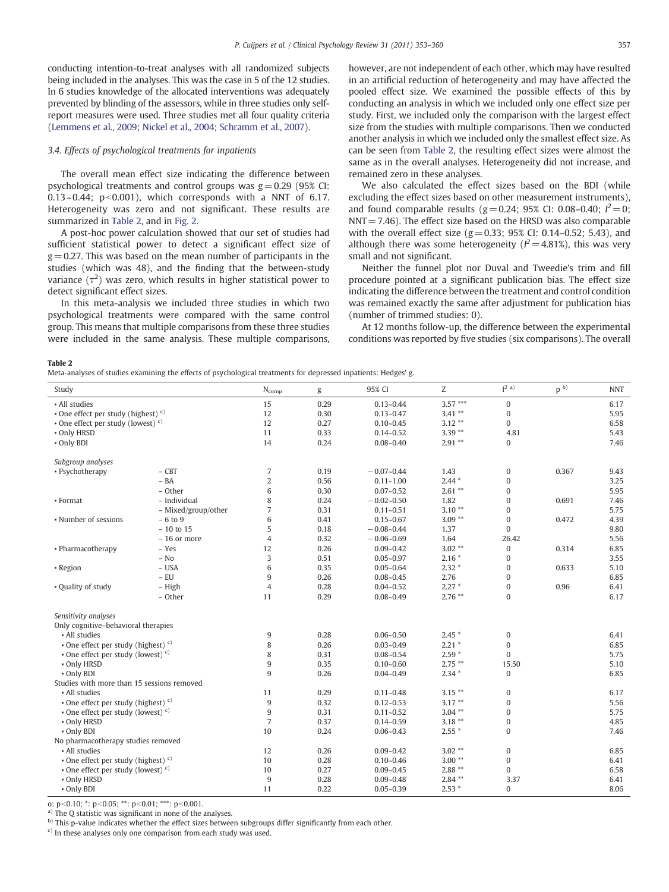conducting intention-to-treat analyses with all randomized subjects being included in the analyses. This was the case in 5 of the 12 studies. In 6 studies knowledge of the allocated interventions was adequately prevented by blinding of the assessors, while in three studies only self-report measures were used. Three studies met all four quality criteria (Lemmens et al., 2009; Nickel et al., 2004; Schramm et al., 2007).

### 3.4. Effects of psychological treatments for inpatients

The overall mean effect size indicating the difference between psychological treatments and control groups was $g = 0.29$ (95% CI: 0.13~0.44; $p < 0.001$), which corresponds with a NNT of 6.17. Heterogeneity was zero and not significant. These results are summarized in Table 2, and in Fig. 2.

A post-hoc power calculation showed that our set of studies had sufficient statistical power to detect a significant effect size of $g = 0.27$. This was based on the mean number of participants in the studies (which was 48), and the finding that the between-study variance ($\tau^2$) was zero, which results in higher statistical power to detect significant effect sizes.

In this meta-analysis we included three studies in which two psychological treatments were compared with the same control group. This means that multiple comparisons from these three studies were included in the same analysis. These multiple comparisons, however, are not independent of each other, which may have resulted in an artificial reduction of heterogeneity and may have affected the pooled effect size. We examined the possible effects of this by conducting an analysis in which we included only one effect size per study. First, we included only the comparison with the largest effect size from the studies with multiple comparisons. Then we conducted another analysis in which we included only the smallest effect size. As can be seen from Table 2, the resulting effect sizes were almost the same as in the overall analyses. Heterogeneity did not increase, and remained zero in these analyses.

We also calculated the effect sizes based on the BDI (while excluding the effect sizes based on other measurement instruments), and found comparable results ($g = 0.24$; 95% CI: 0.08–0.40; $I^2 = 0$; NNT = 7.46). The effect size based on the HRSD was also comparable with the overall effect size ($g = 0.33$; 95% CI: 0.14–0.52; 5.43), and although there was some heterogeneity ($I^2 = 4.81\%$), this was very small and not significant.

Neither the funnel plot nor Duval and Tweedie's trim and fill procedure pointed at a significant publication bias. The effect size indicating the difference between the treatment and control condition was remained exactly the same after adjustment for publication bias (number of trimmed studies: 0).

At 12 months follow-up, the difference between the experimental conditions was reported by five studies (six comparisons). The overall

**Table 2**
Meta-analyses of studies examining the effects of psychological treatments for depressed inpatients: Hedges' g.

| Study | | $N_{comp}$ | g | 95% CI | Z | $I^2$ [a] | p [b] | NNT |
|---|---|---|---|---|---|---|---|---|
| • All studies | | 15 | 0.29 | 0.13~0.44 | 3.57 *** | 0 | | 6.17 |
| • One effect per study (highest) [c] | | 12 | 0.30 | 0.13~0.47 | 3.41 ** | 0 | | 5.95 |
| • One effect per study (lowest) [c] | | 12 | 0.27 | 0.10~0.45 | 3.12 ** | 0 | | 6.58 |
| • Only HRSD | | 11 | 0.33 | 0.14~0.52 | 3.39 ** | 4.81 | | 5.43 |
| • Only BDI | | 14 | 0.24 | 0.08~0.40 | 2.91 ** | 0 | | 7.46 |
| *Subgroup analyses* | | | | | | | | |
| • Psychotherapy | – CBT | 7 | 0.19 | −0.07~0.44 | 1.43 | 0 | 0.367 | 9.43 |
| | – BA | 2 | 0.56 | 0.11~1.00 | 2.44 * | 0 | | 3.25 |
| | – Other | 6 | 0.30 | 0.07~0.52 | 2.61 ** | 0 | | 5.95 |
| • Format | – Individual | 8 | 0.24 | −0.02~0.50 | 1.82 | 0 | 0.691 | 7.46 |
| | – Mixed/group/other | 7 | 0.31 | 0.11~0.51 | 3.10 ** | 0 | | 5.75 |
| • Number of sessions | – 6 to 9 | 6 | 0.41 | 0.15~0.67 | 3.09 ** | 0 | 0.472 | 4.39 |
| | – 10 to 15 | 5 | 0.18 | −0.08~0.44 | 1.37 | 0 | | 9.80 |
| | – 16 or more | 4 | 0.32 | −0.06~0.69 | 1.64 | 26.42 | | 5.56 |
| • Pharmacotherapy | – Yes | 12 | 0.26 | 0.09~0.42 | 3.02 ** | 0 | 0.314 | 6.85 |
| | – No | 3 | 0.51 | 0.05~0.97 | 2.16 * | 0 | | 3.55 |
| • Region | – USA | 6 | 0.35 | 0.05~0.64 | 2.32 * | 0 | 0.633 | 5.10 |
| | – EU | 9 | 0.26 | 0.08~0.45 | 2.76 | 0 | | 6.85 |
| • Quality of study | – High | 4 | 0.28 | 0.04~0.52 | 2.27 * | 0 | 0.96 | 6.41 |
| | – Other | 11 | 0.29 | 0.08~0.49 | 2.76 ** | 0 | | 6.17 |
| *Sensitivity analyses* | | | | | | | | |
| Only cognitive–behavioral therapies | | | | | | | | |
| • All studies | | 9 | 0.28 | 0.06~0.50 | 2.45 * | 0 | | 6.41 |
| • One effect per study (highest) [c] | | 8 | 0.26 | 0.03~0.49 | 2.21 * | 0 | | 6.85 |
| • One effect per study (lowest) [c] | | 8 | 0.31 | 0.08~0.54 | 2.59 * | 0 | | 5.75 |
| • Only HRSD | | 9 | 0.35 | 0.10~0.60 | 2.75 ** | 15.50 | | 5.10 |
| • Only BDI | | 9 | 0.26 | 0.04~0.49 | 2.34 * | 0 | | 6.85 |
| Studies with more than 15 sessions removed | | | | | | | | |
| • All studies | | 11 | 0.29 | 0.11~0.48 | 3.15 ** | 0 | | 6.17 |
| • One effect per study (highest) [c] | | 9 | 0.32 | 0.12~0.53 | 3.17 ** | 0 | | 5.56 |
| • One effect per study (lowest) [c] | | 9 | 0.31 | 0.11~0.52 | 3.04 ** | 0 | | 5.75 |
| • Only HRSD | | 7 | 0.37 | 0.14~0.59 | 3.18 ** | 0 | | 4.85 |
| • Only BDI | | 10 | 0.24 | 0.06~0.43 | 2.55 * | 0 | | 7.46 |
| No pharmacotherapy studies removed | | | | | | | | |
| • All studies | | 12 | 0.26 | 0.09~0.42 | 3.02 ** | 0 | | 6.85 |
| • One effect per study (highest) [c] | | 10 | 0.28 | 0.10~0.46 | 3.00 ** | 0 | | 6.41 |
| • One effect per study (lowest) [c] | | 10 | 0.27 | 0.09~0.45 | 2.88 ** | 0 | | 6.58 |
| • Only HRSD | | 9 | 0.28 | 0.09~0.48 | 2.84 ** | 3.37 | | 6.41 |
| • Only BDI | | 11 | 0.22 | 0.05~0.39 | 2.53 * | 0 | | 8.06 |

o: $p < 0.10$; *: $p < 0.05$; **: $p < 0.01$; ***: $p < 0.001$.

[a] The Q statistic was significant in none of the analyses.

[b] This p-value indicates whether the effect sizes between subgroups differ significantly from each other.

[c] In these analyses only one comparison from each study was used.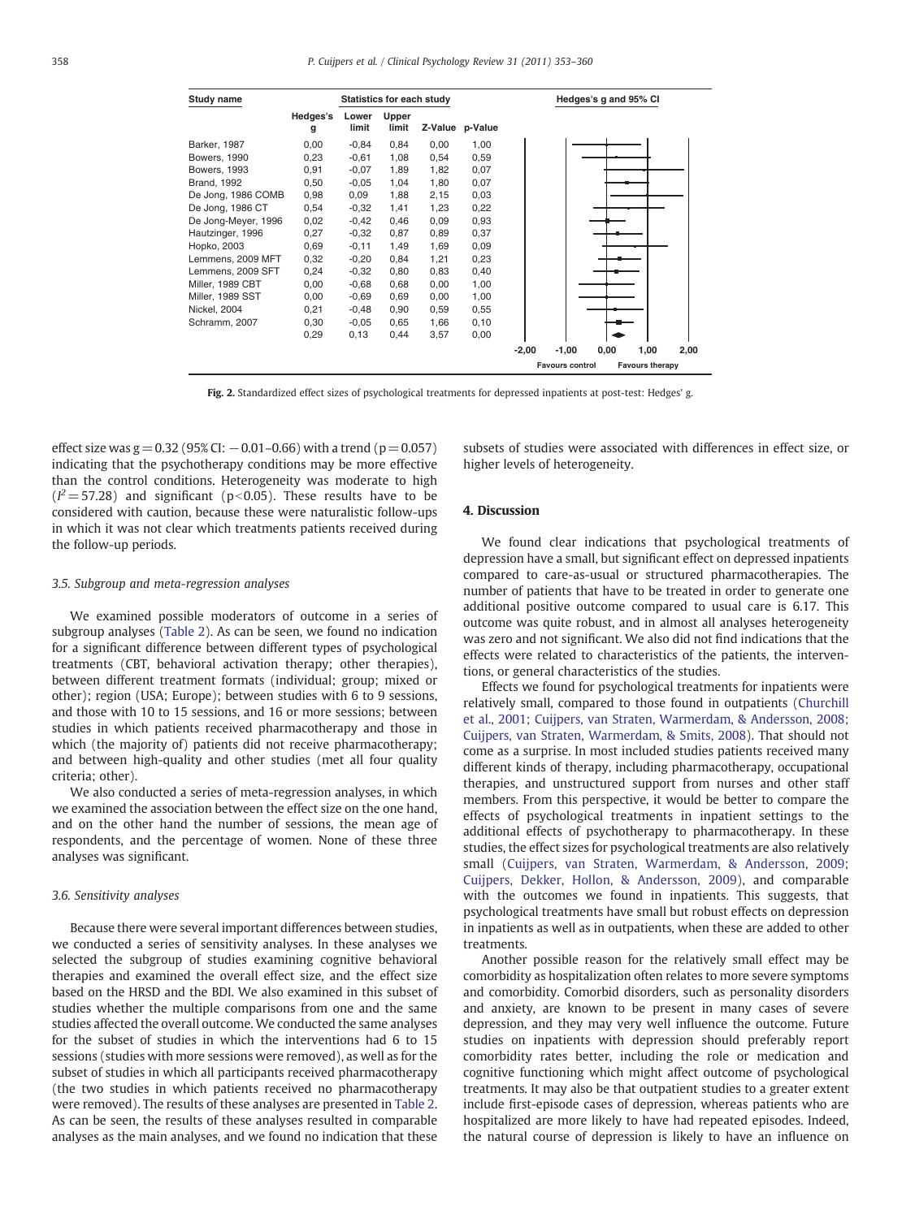| Study name | Statistics for each study | | | | | Hedges's g and 95% CI |
|---|---|---|---|---|---|---|
| | Hedges's g | Lower limit | Upper limit | Z-Value | p-Value | |
| Barker, 1987 | 0,00 | -0,84 | 0,84 | 0,00 | 1,00 | |
| Bowers, 1990 | 0,23 | -0,61 | 1,08 | 0,54 | 0,59 | |
| Bowers, 1993 | 0,91 | -0,07 | 1,89 | 1,82 | 0,07 | |
| Brand, 1992 | 0,50 | -0,05 | 1,04 | 1,80 | 0,07 | |
| De Jong, 1986 COMB | 0,98 | 0,09 | 1,88 | 2,15 | 0,03 | |
| De Jong, 1986 CT | 0,54 | -0,32 | 1,41 | 1,23 | 0,22 | |
| De Jong-Meyer, 1996 | 0,02 | -0,42 | 0,46 | 0,09 | 0,93 | |
| Hautzinger, 1996 | 0,27 | -0,32 | 0,87 | 0,89 | 0,37 | |
| Hopko, 2003 | 0,69 | -0,11 | 1,49 | 1,69 | 0,09 | |
| Lemmens, 2009 MFT | 0,32 | -0,20 | 0,84 | 1,21 | 0,23 | |
| Lemmens, 2009 SFT | 0,24 | -0,32 | 0,80 | 0,83 | 0,40 | |
| Miller, 1989 CBT | 0,00 | -0,68 | 0,68 | 0,00 | 1,00 | |
| Miller, 1989 SST | 0,00 | -0,69 | 0,69 | 0,00 | 1,00 | |
| Nickel, 2004 | 0,21 | -0,48 | 0,90 | 0,59 | 0,55 | |
| Schramm, 2007 | 0,30 | -0,05 | 0,65 | 1,66 | 0,10 | |
| | 0,29 | 0,13 | 0,44 | 3,57 | 0,00 | |

-2,00 -1,00 0,00 1,00 2,00

Favours control — Favours therapy

**Fig. 2.** Standardized effect sizes of psychological treatments for depressed inpatients at post-test: Hedges' g.

effect size was $g = 0.32$ (95% CI: $-0.01$–$0.66$) with a trend ($p = 0.057$) indicating that the psychotherapy conditions may be more effective than the control conditions. Heterogeneity was moderate to high ($I^2 = 57.28$) and significant ($p < 0.05$). These results have to be considered with caution, because these were naturalistic follow-ups in which it was not clear which treatments patients received during the follow-up periods.

### 3.5. Subgroup and meta-regression analyses

We examined possible moderators of outcome in a series of subgroup analyses (Table 2). As can be seen, we found no indication for a significant difference between different types of psychological treatments (CBT, behavioral activation therapy; other therapies), between different treatment formats (individual; group; mixed or other); region (USA; Europe); between studies with 6 to 9 sessions, and those with 10 to 15 sessions, and 16 or more sessions; between studies in which patients received pharmacotherapy and those in which (the majority of) patients did not receive pharmacotherapy; and between high-quality and other studies (met all four quality criteria; other).

We also conducted a series of meta-regression analyses, in which we examined the association between the effect size on the one hand, and on the other hand the number of sessions, the mean age of respondents, and the percentage of women. None of these three analyses was significant.

### 3.6. Sensitivity analyses

Because there were several important differences between studies, we conducted a series of sensitivity analyses. In these analyses we selected the subgroup of studies examining cognitive behavioral therapies and examined the overall effect size, and the effect size based on the HRSD and the BDI. We also examined in this subset of studies whether the multiple comparisons from one and the same studies affected the overall outcome. We conducted the same analyses for the subset of studies in which the interventions had 6 to 15 sessions (studies with more sessions were removed), as well as for the subset of studies in which all participants received pharmacotherapy (the two studies in which patients received no pharmacotherapy were removed). The results of these analyses are presented in Table 2. As can be seen, the results of these analyses resulted in comparable analyses as the main analyses, and we found no indication that these subsets of studies were associated with differences in effect size, or higher levels of heterogeneity.

## 4. Discussion

We found clear indications that psychological treatments of depression have a small, but significant effect on depressed inpatients compared to care-as-usual or structured pharmacotherapies. The number of patients that have to be treated in order to generate one additional positive outcome compared to usual care is 6.17. This outcome was quite robust, and in almost all analyses heterogeneity was zero and not significant. We also did not find indications that the effects were related to characteristics of the patients, the interventions, or general characteristics of the studies.

Effects we found for psychological treatments for inpatients were relatively small, compared to those found in outpatients (Churchill et al., 2001; Cuijpers, van Straten, Warmerdam, & Andersson, 2008; Cuijpers, van Straten, Warmerdam, & Smits, 2008). That should not come as a surprise. In most included studies patients received many different kinds of therapy, including pharmacotherapy, occupational therapies, and unstructured support from nurses and other staff members. From this perspective, it would be better to compare the effects of psychological treatments in inpatient settings to the additional effects of psychotherapy to pharmacotherapy. In these studies, the effect sizes for psychological treatments are also relatively small (Cuijpers, van Straten, Warmerdam, & Andersson, 2009; Cuijpers, Dekker, Hollon, & Andersson, 2009), and comparable with the outcomes we found in inpatients. This suggests, that psychological treatments have small but robust effects on depression in inpatients as well as in outpatients, when these are added to other treatments.

Another possible reason for the relatively small effect may be comorbidity as hospitalization often relates to more severe symptoms and comorbidity. Comorbid disorders, such as personality disorders and anxiety, are known to be present in many cases of severe depression, and they may very well influence the outcome. Future studies on inpatients with depression should preferably report comorbidity rates better, including the role or medication and cognitive functioning which might affect outcome of psychological treatments. It may also be that outpatient studies to a greater extent include first-episode cases of depression, whereas patients who are hospitalized are more likely to have had repeated episodes. Indeed, the natural course of depression is likely to have an influence on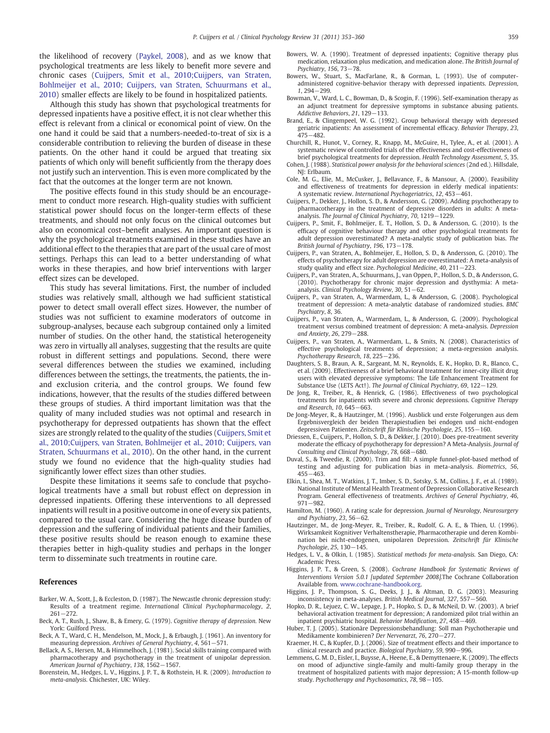the likelihood of recovery (Paykel, 2008), and as we know that psychological treatments are less likely to benefit more severe and chronic cases (Cuijpers, Smit et al., 2010;Cuijpers, van Straten, Bohlmeijer et al., 2010; Cuijpers, van Straten, Schuurmans et al., 2010) smaller effects are likely to be found in hospitalized patients.

Although this study has shown that psychological treatments for depressed inpatients have a positive effect, it is not clear whether this effect is relevant from a clinical or economical point of view. On the one hand it could be said that a numbers-needed-to-treat of six is a considerable contribution to relieving the burden of disease in these patients. On the other hand it could be argued that treating six patients of which only will benefit sufficiently from the therapy does not justify such an intervention. This is even more complicated by the fact that the outcomes at the longer term are not known.

The positive effects found in this study should be an encouragement to conduct more research. High-quality studies with sufficient statistical power should focus on the longer-term effects of these treatments, and should not only focus on the clinical outcomes but also on economical cost–benefit analyses. An important question is why the psychological treatments examined in these studies have an additional effect to the therapies that are part of the usual care of most settings. Perhaps this can lead to a better understanding of what works in these therapies, and how brief interventions with larger effect sizes can be developed.

This study has several limitations. First, the number of included studies was relatively small, although we had sufficient statistical power to detect small overall effect sizes. However, the number of studies was not sufficient to examine moderators of outcome in subgroup-analyses, because each subgroup contained only a limited number of studies. On the other hand, the statistical heterogeneity was zero in virtually all analyses, suggesting that the results are quite robust in different settings and populations. Second, there were several differences between the studies we examined, including differences between the settings, the treatments, the patients, the in- and exclusion criteria, and the control groups. We found few indications, however, that the results of the studies differed between these groups of studies. A third important limitation was that the quality of many included studies was not optimal and research in psychotherapy for depressed outpatients has shown that the effect sizes are strongly related to the quality of the studies (Cuijpers, Smit et al., 2010;Cuijpers, van Straten, Bohlmeijer et al., 2010; Cuijpers, van Straten, Schuurmans et al., 2010). On the other hand, in the current study we found no evidence that the high-quality studies had significantly lower effect sizes than other studies.

Despite these limitations it seems safe to conclude that psychological treatments have a small but robust effect on depression in depressed inpatients. Offering these interventions to all depressed inpatients will result in a positive outcome in one of every six patients, compared to the usual care. Considering the huge disease burden of depression and the suffering of individual patients and their families, these positive results should be reason enough to examine these therapies better in high-quality studies and perhaps in the longer term to disseminate such treatments in routine care.

## References

Barker, W. A., Scott, J., & Eccleston, D. (1987). The Newcastle chronic depression study: Results of a treatment regime. *International Clinical Psychopharmacology*, *2*, 261−272.

Beck, A. T., Rush, J., Shaw, B., & Emery, G. (1979). *Cognitive therapy of depression.* New York: Guilford Press.

Beck, A. T., Ward, C. H., Mendelson, M., Mock, J., & Erbaugh, J. (1961). An inventory for measuring depression. *Archives of General Psychiatry*, *4*, 561−571.

Bellack, A. S., Hersen, M., & Himmelhoch, J. (1981). Social skills training compared with pharmacotherapy and psychotherapy in the treatment of unipolar depression. *American Journal of Psychiatry*, *138*, 1562−1567.

Borenstein, M., Hedges, L. V., Higgins, J. P. T., & Rothstein, H. R. (2009). *Introduction to meta-analysis.* Chichester, UK: Wiley.

Bowers, W. A. (1990). Treatment of depressed inpatients; Cognitive therapy plus medication, relaxation plus medication, and medication alone. *The British Journal of Psychiatry*, *156*, 73−78.

Bowers, W., Stuart, S., MacFarlane, R., & Gorman, L. (1993). Use of computer-administered cognitive-behavior therapy with depressed inpatients. *Depression*, *1*, 294−299.

Bowman, V., Ward, L. C., Bowman, D., & Scogin, F. (1996). Self-examination therapy as an adjunct treatment for depressive symptoms in substance abusing patients. *Addictive Behaviors*, *21*, 129−133.

Brand, E., & Clingempeel, W. G. (1992). Group behavioral therapy with depressed geriatric inpatients: An assessment of incremental efficacy. *Behavior Therapy*, *23*, 475−482.

Churchill, R., Hunot, V., Corney, R., Knapp, M., McGuire, H., Tylee, A., et al. (2001). A systematic review of controlled trials of the effectiveness and cost-effectiveness of brief psychological treatments for depression. *Health Technology Assessment*, *5*, 35.

Cohen, J. (1988). *Statistical power analysis for the behavioral sciences* (2nd ed.). Hillsdale, NJ: Erlbaum.

Cole, M. G., Elie, M., McCusker, J., Bellavance, F., & Mansour, A. (2000). Feasibility and effectiveness of treatments for depression in elderly medical inpatients: A systematic review. *International Psychogeriatrics*, *12*, 453−461.

Cuijpers, P., Dekker, J., Hollon, S. D., & Andersson, G. (2009). Adding psychotherapy to pharmacotherapy in the treatment of depressive disorders in adults: A meta-analysis. *The Journal of Clinical Psychiatry*, *70*, 1219−1229.

Cuijpers, P., Smit, F., Bohlmeijer, E. T., Hollon, S. D., & Andersson, G. (2010). Is the efficacy of cognitive behaviour therapy and other psychological treatments for adult depression overestimated? A meta-analytic study of publication bias. *The British Journal of Psychiatry*, *196*, 173−178.

Cuijpers, P., van Straten, A., Bohlmeijer, E., Hollon, S. D., & Andersson, G. (2010). The effects of psychotherapy for adult depression are overestimated: A meta-analysis of study quality and effect size. *Psychological Medicine*, *40*, 211−223.

Cuijpers, P., van Straten, A., Schuurmans, J., van Oppen, P., Hollon, S. D., & Andersson, G. (2010). Psychotherapy for chronic major depression and dysthymia: A meta-analysis. *Clinical Psychology Review*, *30*, 51−62.

Cuijpers, P., van Straten, A., Warmerdam, L., & Andersson, G. (2008). Psychological treatment of depression: A meta-analytic database of randomized studies. *BMC Psychiatry*, *8*, 36.

Cuijpers, P., van Straten, A., Warmerdam, L., & Andersson, G. (2009). Psychological treatment versus combined treatment of depression: A meta-analysis. *Depression and Anxiety*, *26*, 279−288.

Cuijpers, P., van Straten, A., Warmerdam, L., & Smits, N. (2008). Characteristics of effective psychological treatments of depression; a meta-regression analysis. *Psychotherapy Research*, *18*, 225−236.

Daughters, S. B., Braun, A. R., Sargeant, M. N., Reynolds, E. K., Hopko, D. R., Blanco, C., et al. (2009). Effectiveness of a brief behavioral treatment for inner-city illicit drug users with elevated depressive symptoms: The Life Enhancement Treatment for Substance Use (LETS Act!). *The Journal of Clinical Psychiatry*, *69*, 122−129.

De Jong, R., Treiber, R., & Henrick, G. (1986). Effectiveness of two psychological treatments for inpatients with severe and chronic depressions. *Cognitive Therapy and Research*, *10*, 645−663.

De Jong-Meyer, R., & Hautzinger, M. (1996). Ausblick und erste Folgerungen aus dem Ergebnisvergleich der beiden Therapiestudien bei endogen und nicht-endogen depressiven Patienten. *Zeitschrift für Klinische Psychologie*, *25*, 155−160.

Driessen, E., Cuijpers, P., Hollon, S. D., & Dekker, J. (2010). Does pre-treatment severity moderate the efficacy of psychotherapy for depression? A Meta-Analysis. *Journal of Consulting and Clinical Psychology*, *78*, 668−680.

Duval, S., & Tweedie, R. (2000). Trim and fill: A simple funnel-plot-based method of testing and adjusting for publication bias in meta-analysis. *Biometrics*, *56*, 455−463.

Elkin, I., Shea, M. T., Watkins, J. T., Imber, S. D., Sotsky, S. M., Collins, J. F., et al. (1989). National Institute of Mental Health Treatment of Depression Collaborative Research Program. General effectiveness of treatments. *Archives of General Psychiatry*, *46*, 971−982.

Hamilton, M. (1960). A rating scale for depression. *Journal of Neurology, Neurosurgery and Psychiatry*, *23*, 56−62.

Hautzinger, M., de Jong-Meyer, R., Treiber, R., Rudolf, G. A. E., & Thien, U. (1996). Wirksamkeit Kognitiver Verhaltenstherapie, Pharmacotherapie und deren Kombination bei nicht-endogenen, unipolaren Depression. *Zeitschrift für Klinische Psychologie*, *25*, 130−145.

Hedges, L. V., & Olkin, I. (1985). *Statistical methods for meta-analysis.* San Diego, CA: Academic Press.

Higgins, J. P. T., & Green, S. (2008). *Cochrane Handbook for Systematic Reviews of Interventions Version 5.0.1 [updated September 2008].*The Cochrane Collaboration Available from. www.cochrane-handbook.org.

Higgins, J. P. T., Thompson, S. G., Deeks, J. J., & Altman, D. G. (2003). Measuring inconsistency in meta-analyses. *British Medical Journal*, *327*, 557−560.

Hopko, D. R., Lejuez, C. W., Lepage, J. P., Hopko, S. D., & McNeil, D. W. (2003). A brief behavioral activation treatment for depression; A randomized pilot trial within an inpatient psychiatric hospital. *Behavior Modification*, *27*, 458−469.

Huber, T. J. (2005). Stationäre Depressionsbehandlung: Soll man Psychotherapie und Medikamente kombinieren? *Der Nervenarzt*, *76*, 270−277.

Kraemer, H. C., & Kupfer, D. J. (2006). Size of treatment effects and their importance to clinical research and practice. *Biological Psychiatry*, *59*, 990−996.

Lemmens, G. M. D., Eisler, I., Buysse, A., Heene, E., & Demyttenaere, K. (2009). The effects on mood of adjunctive single-family and multi-family group therapy in the treatment of hospitalized patients with major depression; A 15-month follow-up study. *Psychotherapy and Psychosomatics*, *78*, 98−105.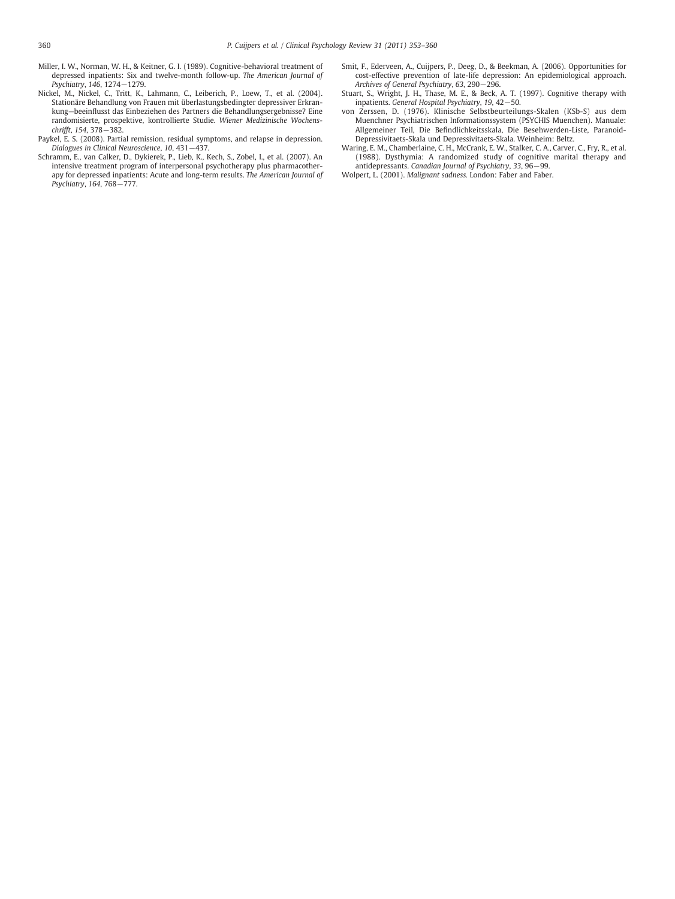Miller, I. W., Norman, W. H., & Keitner, G. I. (1989). Cognitive-behavioral treatment of depressed inpatients: Six and twelve-month follow-up. *The American Journal of Psychiatry*, *146*, 1274−1279.

Nickel, M., Nickel, C., Tritt, K., Lahmann, C., Leiberich, P., Loew, T., et al. (2004). Stationäre Behandlung von Frauen mit überlastungsbedingter depressiver Erkrankung—beeinflusst das Einbeziehen des Partners die Behandlungsergebnisse? Eine randomisierte, prospektive, kontrollierte Studie. *Wiener Medizinische Wochenschrifft*, *154*, 378−382.

Paykel, E. S. (2008). Partial remission, residual symptoms, and relapse in depression. *Dialogues in Clinical Neuroscience*, *10*, 431−437.

Schramm, E., van Calker, D., Dykierek, P., Lieb, K., Kech, S., Zobel, I., et al. (2007). An intensive treatment program of interpersonal psychotherapy plus pharmacotherapy for depressed inpatients: Acute and long-term results. *The American Journal of Psychiatry*, *164*, 768−777.

Smit, F., Ederveen, A., Cuijpers, P., Deeg, D., & Beekman, A. (2006). Opportunities for cost-effective prevention of late-life depression: An epidemiological approach. *Archives of General Psychiatry*, *63*, 290−296.

Stuart, S., Wright, J. H., Thase, M. E., & Beck, A. T. (1997). Cognitive therapy with inpatients. *General Hospital Psychiatry*, *19*, 42−50.

von Zerssen, D. (1976). Klinische Selbstbeurteilungs-Skalen (KSb-S) aus dem Muenchner Psychiatrischen Informationssystem (PSYCHIS Muenchen). Manuale: Allgemeiner Teil, Die Befindlichkeitsskala, Die Besehwerden-Liste, Paranoid-Depressivitaets-Skala und Depressivitaets-Skala. Weinheim: Beltz.

Waring, E. M., Chamberlaine, C. H., McCrank, E. W., Stalker, C. A., Carver, C., Fry, R., et al. (1988). Dysthymia: A randomized study of cognitive marital therapy and antidepressants. *Canadian Journal of Psychiatry*, *33*, 96−99.

Wolpert, L. (2001). *Malignant sadness*. London: Faber and Faber.